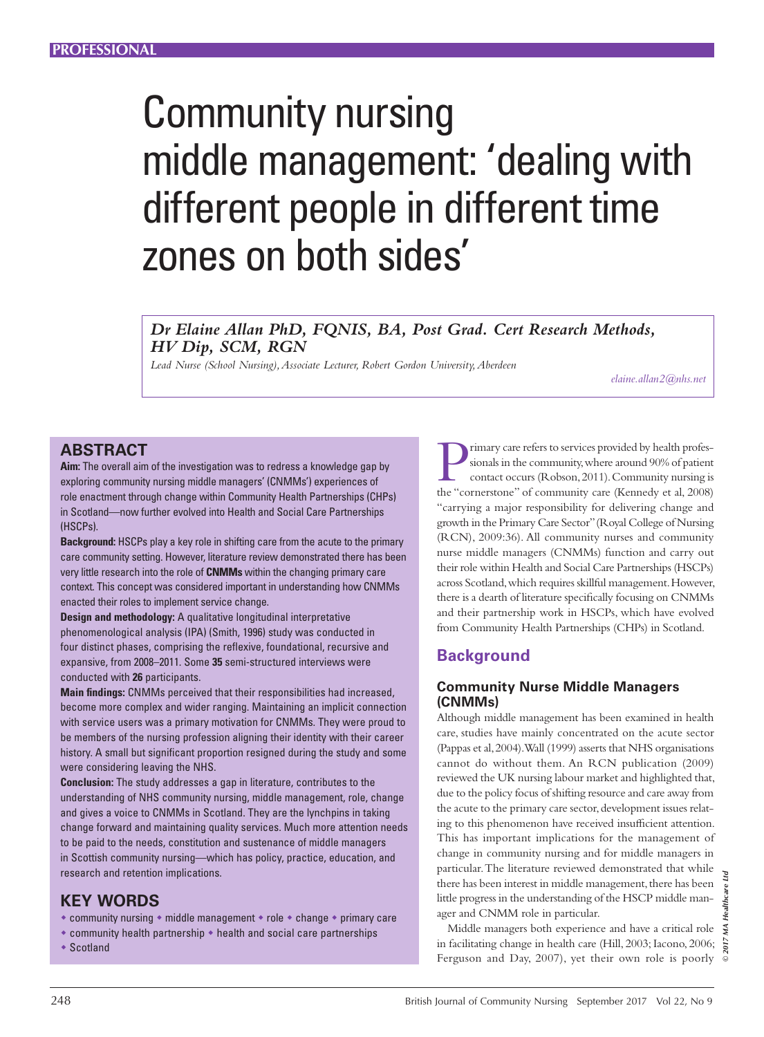# Community nursing middle management: 'dealing with different people in different time zones on both sides'

*Dr Elaine Allan PhD, FQNIS, BA, Post Grad. Cert Research Methods, HV Dip, SCM, RGN*

*Lead Nurse (School Nursing), Associate Lecturer, Robert Gordon University, Aberdeen*

*elaine.allan2@nhs.net*

## ABSTRACT

**Aim:** The overall aim of the investigation was to redress a knowledge gap by exploring community nursing middle managers' (CNMMs') experiences of role enactment through change within Community Health Partnerships (CHPs) in Scotland—now further evolved into Health and Social Care Partnerships (HSCPs).

**Background:** HSCPs play a key role in shifting care from the acute to the primary care community setting. However, literature review demonstrated there has been very little research into the role of **CNMMs** within the changing primary care context. This concept was considered important in understanding how CNMMs enacted their roles to implement service change.

**Design and methodology:** A qualitative longitudinal interpretative phenomenological analysis (IPA) (Smith, 1996) study was conducted in four distinct phases, comprising the reflexive, foundational, recursive and expansive, from 2008–2011. Some **35** semi-structured interviews were conducted with **26** participants.

**Main findings:** CNMMs perceived that their responsibilities had increased, become more complex and wider ranging. Maintaining an implicit connection with service users was a primary motivation for CNMMs. They were proud to be members of the nursing profession aligning their identity with their career history. A small but significant proportion resigned during the study and some were considering leaving the NHS.

**Conclusion:** The study addresses a gap in literature, contributes to the understanding of NHS community nursing, middle management, role, change and gives a voice to CNMMs in Scotland. They are the lynchpins in taking change forward and maintaining quality services. Much more attention needs to be paid to the needs, constitution and sustenance of middle managers in Scottish community nursing—which has policy, practice, education, and research and retention implications.

## KEY WORDS

- community nursing
- middle management
- role
- change
- primary care
- community health partnership
- health and social care partnerships
- Scotland

Primary care refers to services provided by health professionals in the community, where around 90% of patient contact occurs (Robson, 2011). Community nursing is the "cornerstone" of community care (Kennedy et al, 2008) "carrying a major responsibility for delivering change and growth in the Primary Care Sector" (Royal College of Nursing (RCN), 2009:36). All community nurses and community nurse middle managers (CNMMs) function and carry out their role within Health and Social Care Partnerships (HSCPs) across Scotland, which requires skillful management. However, there is a dearth of literature specifically focusing on CNMMs and their partnership work in HSCPs, which have evolved from Community Health Partnerships (CHPs) in Scotland.

## Background

### Community Nurse Middle Managers (CNMMs)

Although middle management has been examined in health care, studies have mainly concentrated on the acute sector (Pappas et al, 2004). Wall (1999) asserts that NHS organisations cannot do without them. An RCN publication (2009) reviewed the UK nursing labour market and highlighted that, due to the policy focus of shifting resource and care away from the acute to the primary care sector, development issues relating to this phenomenon have received insufficient attention. This has important implications for the management of change in community nursing and for middle managers in particular. The literature reviewed demonstrated that while there has been interest in middle management, there has been little progress in the understanding of the HSCP middle manager and CNMM role in particular.

Middle managers both experience and have a critical role in facilitating change in health care (Hill, 2003; Iacono, 2006; Ferguson and Day, 2007), yet their own role is poorly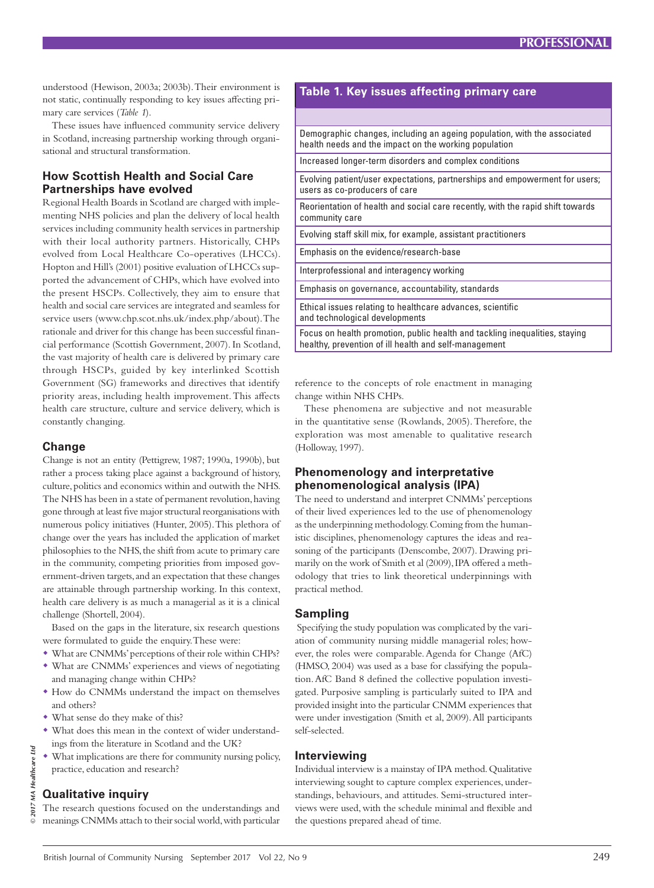understood (Hewison, 2003a; 2003b). Their environment is not static, continually responding to key issues affecting primary care services (*Table 1*).

These issues have influenced community service delivery in Scotland, increasing partnership working through organisational and structural transformation.

### How Scottish Health and Social Care Partnerships have evolved

Regional Health Boards in Scotland are charged with implementing NHS policies and plan the delivery of local health services including community health services in partnership with their local authority partners. Historically, CHPs evolved from Local Healthcare Co-operatives (LHCCs). Hopton and Hill's (2001) positive evaluation of LHCCs supported the advancement of CHPs, which have evolved into the present HSCPs. Collectively, they aim to ensure that health and social care services are integrated and seamless for service users (www.chp.scot.nhs.uk/index.php/about). The rationale and driver for this change has been successful financial performance (Scottish Government, 2007). In Scotland, the vast majority of health care is delivered by primary care through HSCPs, guided by key interlinked Scottish Government (SG) frameworks and directives that identify priority areas, including health improvement. This affects health care structure, culture and service delivery, which is constantly changing.

### Change

Change is not an entity (Pettigrew, 1987; 1990a, 1990b), but rather a process taking place against a background of history, culture, politics and economics within and outwith the NHS. The NHS has been in a state of permanent revolution, having gone through at least five major structural reorganisations with numerous policy initiatives (Hunter, 2005). This plethora of change over the years has included the application of market philosophies to the NHS, the shift from acute to primary care in the community, competing priorities from imposed government-driven targets, and an expectation that these changes are attainable through partnership working. In this context, health care delivery is as much a managerial as it is a clinical challenge (Shortell, 2004).

Based on the gaps in the literature, six research questions were formulated to guide the enquiry. These were:

- What are CNMMs' perceptions of their role within CHPs?
- What are CNMMs' experiences and views of negotiating and managing change within CHPs?
- How do CNMMs understand the impact on themselves and others?
- What sense do they make of this?
- What does this mean in the context of wider understandings from the literature in Scotland and the UK?
- What implications are there for community nursing policy, practice, education and research?

### Qualitative inquiry

The research questions focused on the understandings and meanings CNMMs attach to their social world, with particular reference to the concepts of role enactment in managing change within NHS CHPs.

These phenomena are subjective and not measurable in the quantitative sense (Rowlands, 2005). Therefore, the exploration was most amenable to qualitative research (Holloway, 1997).

**Table 1. Key issues affecting primary care**

| |
|---|
| Demographic changes, including an ageing population, with the associated health needs and the impact on the working population |
| Increased longer-term disorders and complex conditions |
| Evolving patient/user expectations, partnerships and empowerment for users; users as co-producers of care |
| Reorientation of health and social care recently, with the rapid shift towards community care |
| Evolving staff skill mix, for example, assistant practitioners |
| Emphasis on the evidence/research-base |
| Interprofessional and interagency working |
| Emphasis on governance, accountability, standards |
| Ethical issues relating to healthcare advances, scientific and technological developments |
| Focus on health promotion, public health and tackling inequalities, staying healthy, prevention of ill health and self-management |

### Phenomenology and interpretative phenomenological analysis (IPA)

The need to understand and interpret CNMMs' perceptions of their lived experiences led to the use of phenomenology as the underpinning methodology. Coming from the humanistic disciplines, phenomenology captures the ideas and reasoning of the participants (Denscombe, 2007). Drawing primarily on the work of Smith et al (2009), IPA offered a methodology that tries to link theoretical underpinnings with practical method.

### Sampling

Specifying the study population was complicated by the variation of community nursing middle managerial roles; however, the roles were comparable. Agenda for Change (AfC) (HMSO, 2004) was used as a base for classifying the population. AfC Band 8 defined the collective population investigated. Purposive sampling is particularly suited to IPA and provided insight into the particular CNMM experiences that were under investigation (Smith et al, 2009). All participants self-selected.

### Interviewing

Individual interview is a mainstay of IPA method. Qualitative interviewing sought to capture complex experiences, understandings, behaviours, and attitudes. Semi-structured interviews were used, with the schedule minimal and flexible and the questions prepared ahead of time.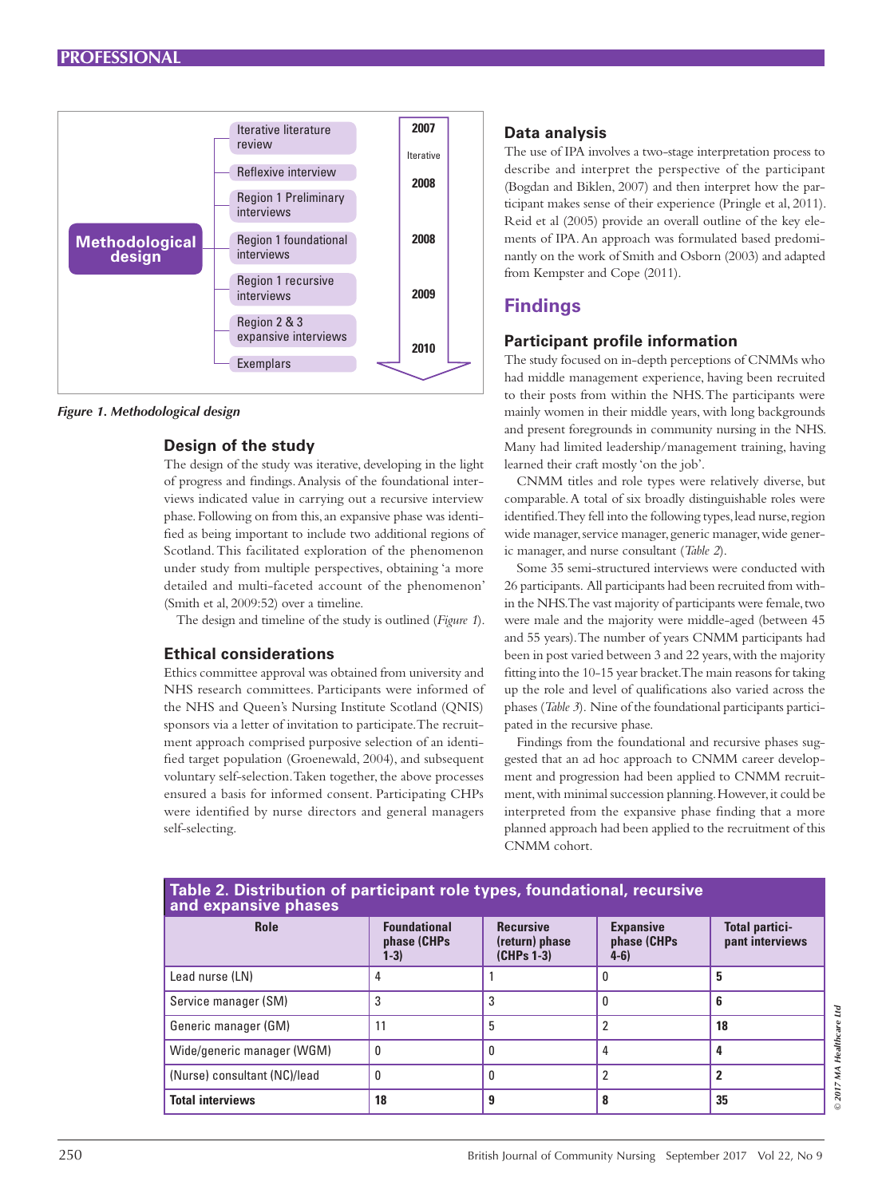Methodological design

- Iterative literature review
- Reflexive interview
- Region 1 Preliminary interviews
- Region 1 foundational interviews
- Region 1 recursive interviews
- Region 2 & 3 expansive interviews
- Exemplars

2007 Iterative, 2008, 2008, 2009, 2010

*Figure 1. Methodological design*

### Design of the study

The design of the study was iterative, developing in the light of progress and findings. Analysis of the foundational interviews indicated value in carrying out a recursive interview phase. Following on from this, an expansive phase was identified as being important to include two additional regions of Scotland. This facilitated exploration of the phenomenon under study from multiple perspectives, obtaining 'a more detailed and multi-faceted account of the phenomenon' (Smith et al, 2009:52) over a timeline.

The design and timeline of the study is outlined (*Figure 1*).

### Ethical considerations

Ethics committee approval was obtained from university and NHS research committees. Participants were informed of the NHS and Queen's Nursing Institute Scotland (QNIS) sponsors via a letter of invitation to participate. The recruitment approach comprised purposive selection of an identified target population (Groenewald, 2004), and subsequent voluntary self-selection. Taken together, the above processes ensured a basis for informed consent. Participating CHPs were identified by nurse directors and general managers self-selecting.

### Data analysis

The use of IPA involves a two-stage interpretation process to describe and interpret the perspective of the participant (Bogdan and Biklen, 2007) and then interpret how the participant makes sense of their experience (Pringle et al, 2011). Reid et al (2005) provide an overall outline of the key elements of IPA. An approach was formulated based predominantly on the work of Smith and Osborn (2003) and adapted from Kempster and Cope (2011).

## Findings

### Participant profile information

The study focused on in-depth perceptions of CNMMs who had middle management experience, having been recruited to their posts from within the NHS. The participants were mainly women in their middle years, with long backgrounds and present foregrounds in community nursing in the NHS. Many had limited leadership/management training, having learned their craft mostly 'on the job'.

CNMM titles and role types were relatively diverse, but comparable. A total of six broadly distinguishable roles were identified. They fell into the following types, lead nurse, region wide manager, service manager, generic manager, wide generic manager, and nurse consultant (*Table 2*).

Some 35 semi-structured interviews were conducted with 26 participants. All participants had been recruited from within the NHS. The vast majority of participants were female, two were male and the majority were middle-aged (between 45 and 55 years). The number of years CNMM participants had been in post varied between 3 and 22 years, with the majority fitting into the 10-15 year bracket. The main reasons for taking up the role and level of qualifications also varied across the phases (*Table 3*). Nine of the foundational participants participated in the recursive phase.

Findings from the foundational and recursive phases suggested that an ad hoc approach to CNMM career development and progression had been applied to CNMM recruitment, with minimal succession planning. However, it could be interpreted from the expansive phase finding that a more planned approach had been applied to the recruitment of this CNMM cohort.

**Table 2. Distribution of participant role types, foundational, recursive and expansive phases**

| Role | Foundational phase (CHPs 1-3) | Recursive (return) phase (CHPs 1-3) | Expansive phase (CHPs 4-6) | Total participant interviews |
|---|---|---|---|---|
| Lead nurse (LN) | 4 | 1 | 0 | **5** |
| Service manager (SM) | 3 | 3 | 0 | **6** |
| Generic manager (GM) | 11 | 5 | 2 | **18** |
| Wide/generic manager (WGM) | 0 | 0 | 4 | **4** |
| (Nurse) consultant (NC)/lead | 0 | 0 | 2 | **2** |
| **Total interviews** | **18** | **9** | **8** | **35** |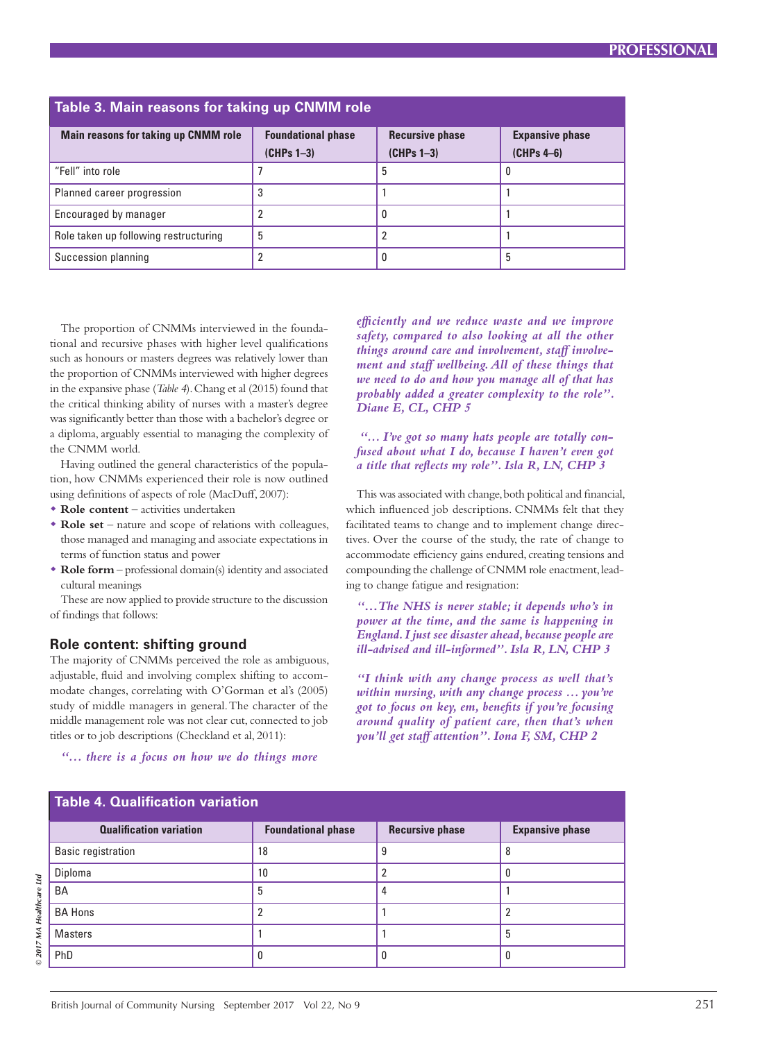**Table 3. Main reasons for taking up CNMM role**

| Main reasons for taking up CNMM role | Foundational phase (CHPs 1–3) | Recursive phase (CHPs 1–3) | Expansive phase (CHPs 4–6) |
|---|---|---|---|
| "Fell" into role | 7 | 5 | 0 |
| Planned career progression | 3 | 1 | 1 |
| Encouraged by manager | 2 | 0 | 1 |
| Role taken up following restructuring | 5 | 2 | 1 |
| Succession planning | 2 | 0 | 5 |

The proportion of CNMMs interviewed in the foundational and recursive phases with higher level qualifications such as honours or masters degrees was relatively lower than the proportion of CNMMs interviewed with higher degrees in the expansive phase (*Table 4*). Chang et al (2015) found that the critical thinking ability of nurses with a master's degree was significantly better than those with a bachelor's degree or a diploma, arguably essential to managing the complexity of the CNMM world.

Having outlined the general characteristics of the population, how CNMMs experienced their role is now outlined using definitions of aspects of role (MacDuff, 2007):

- **Role content** – activities undertaken
- **Role set** – nature and scope of relations with colleagues, those managed and managing and associate expectations in terms of function status and power
- **Role form** – professional domain(s) identity and associated cultural meanings

These are now applied to provide structure to the discussion of findings that follows:

### Role content: shifting ground

The majority of CNMMs perceived the role as ambiguous, adjustable, fluid and involving complex shifting to accommodate changes, correlating with O'Gorman et al's (2005) study of middle managers in general. The character of the middle management role was not clear cut, connected to job titles or to job descriptions (Checkland et al, 2011):

***"… there is a focus on how we do things more efficiently and we reduce waste and we improve safety, compared to also looking at all the other things around care and involvement, staff involvement and staff wellbeing. All of these things that we need to do and how you manage all of that has probably added a greater complexity to the role". Diane E, CL, CHP 5***

***"… I've got so many hats people are totally confused about what I do, because I haven't even got a title that reflects my role". Isla R, LN, CHP 3***

This was associated with change, both political and financial, which influenced job descriptions. CNMMs felt that they facilitated teams to change and to implement change directives. Over the course of the study, the rate of change to accommodate efficiency gains endured, creating tensions and compounding the challenge of CNMM role enactment, leading to change fatigue and resignation:

***"…The NHS is never stable; it depends who's in power at the time, and the same is happening in England. I just see disaster ahead, because people are ill-advised and ill-informed". Isla R, LN, CHP 3***

***"I think with any change process as well that's within nursing, with any change process … you've got to focus on key, em, benefits if you're focusing around quality of patient care, then that's when you'll get staff attention". Iona F, SM, CHP 2***

**Table 4. Qualification variation**

| Qualification variation | Foundational phase | Recursive phase | Expansive phase |
|---|---|---|---|
| Basic registration | 18 | 9 | 8 |
| Diploma | 10 | 2 | 0 |
| BA | 5 | 4 | 1 |
| BA Hons | 2 | 1 | 2 |
| Masters | 1 | 1 | 5 |
| PhD | 0 | 0 | 0 |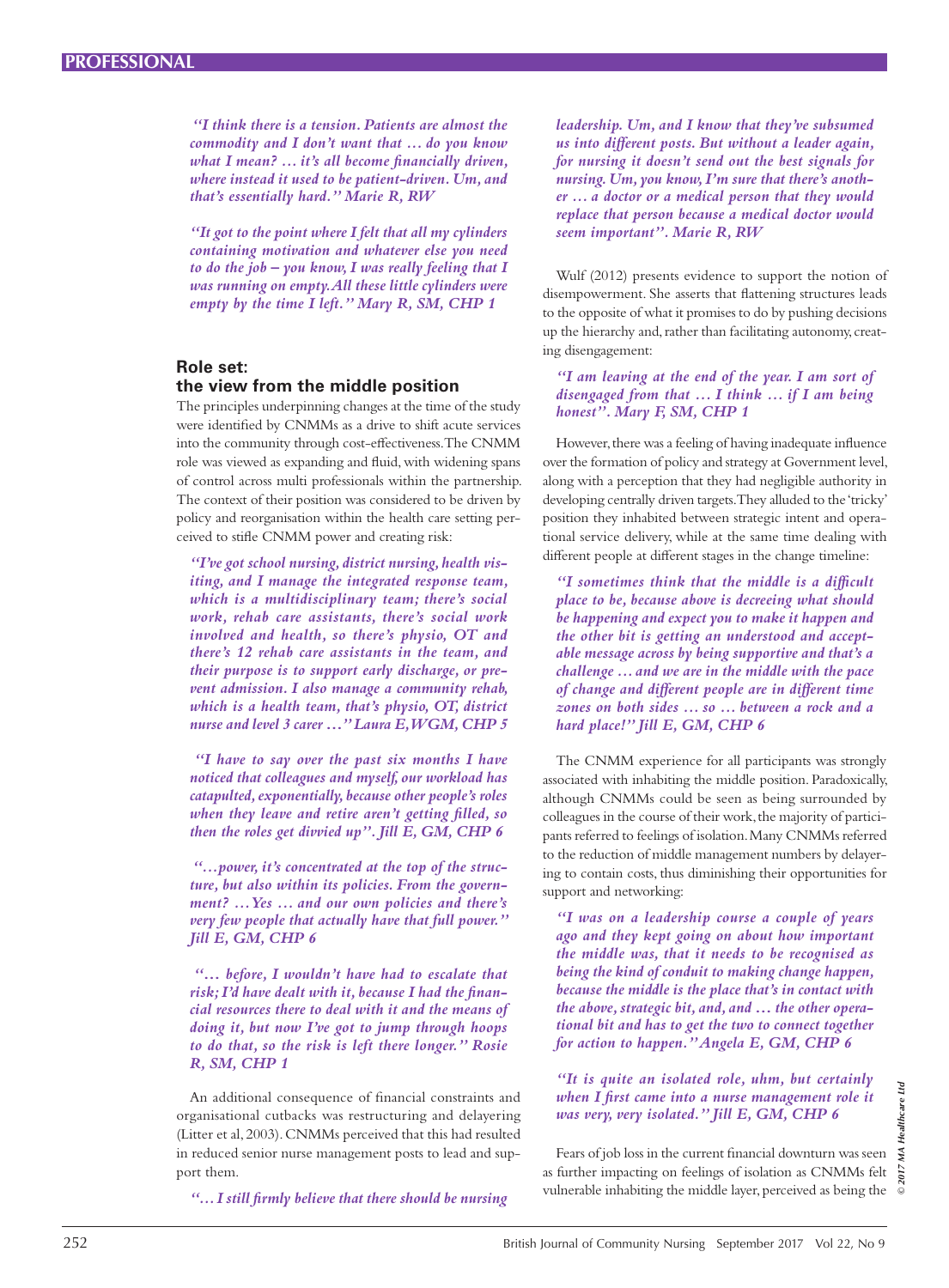*"I think there is a tension. Patients are almost the commodity and I don't want that … do you know what I mean? … it's all become financially driven, where instead it used to be patient-driven. Um, and that's essentially hard." Marie R, RW*

*"It got to the point where I felt that all my cylinders containing motivation and whatever else you need to do the job – you know, I was really feeling that I was running on empty. All these little cylinders were empty by the time I left." Mary R, SM, CHP 1*

## Role set: the view from the middle position

The principles underpinning changes at the time of the study were identified by CNMMs as a drive to shift acute services into the community through cost-effectiveness. The CNMM role was viewed as expanding and fluid, with widening spans of control across multi professionals within the partnership. The context of their position was considered to be driven by policy and reorganisation within the health care setting perceived to stifle CNMM power and creating risk:

*"I've got school nursing, district nursing, health visiting, and I manage the integrated response team, which is a multidisciplinary team; there's social work, rehab care assistants, there's social work involved and health, so there's physio, OT and there's 12 rehab care assistants in the team, and their purpose is to support early discharge, or prevent admission. I also manage a community rehab, which is a health team, that's physio, OT, district nurse and level 3 carer …" Laura E, WGM, CHP 5*

*"I have to say over the past six months I have noticed that colleagues and myself, our workload has catapulted, exponentially, because other people's roles when they leave and retire aren't getting filled, so then the roles get divvied up". Jill E, GM, CHP 6*

*"…power, it's concentrated at the top of the structure, but also within its policies. From the government? …Yes … and our own policies and there's very few people that actually have that full power." Jill E, GM, CHP 6*

*"… before, I wouldn't have had to escalate that risk; I'd have dealt with it, because I had the financial resources there to deal with it and the means of doing it, but now I've got to jump through hoops to do that, so the risk is left there longer." Rosie R, SM, CHP 1*

An additional consequence of financial constraints and organisational cutbacks was restructuring and delayering (Litter et al, 2003). CNMMs perceived that this had resulted in reduced senior nurse management posts to lead and support them.

*"…I still firmly believe that there should be nursing leadership. Um, and I know that they've subsumed us into different posts. But without a leader again, for nursing it doesn't send out the best signals for nursing. Um, you know, I'm sure that there's another … a doctor or a medical person that they would replace that person because a medical doctor would seem important". Marie R, RW*

Wulf (2012) presents evidence to support the notion of disempowerment. She asserts that flattening structures leads to the opposite of what it promises to do by pushing decisions up the hierarchy and, rather than facilitating autonomy, creating disengagement:

*"I am leaving at the end of the year. I am sort of disengaged from that … I think … if I am being honest". Mary F, SM, CHP 1*

However, there was a feeling of having inadequate influence over the formation of policy and strategy at Government level, along with a perception that they had negligible authority in developing centrally driven targets. They alluded to the 'tricky' position they inhabited between strategic intent and operational service delivery, while at the same time dealing with different people at different stages in the change timeline:

*"I sometimes think that the middle is a difficult place to be, because above is decreeing what should be happening and expect you to make it happen and the other bit is getting an understood and acceptable message across by being supportive and that's a challenge … and we are in the middle with the pace of change and different people are in different time zones on both sides … so … between a rock and a hard place!" Jill E, GM, CHP 6*

The CNMM experience for all participants was strongly associated with inhabiting the middle position. Paradoxically, although CNMMs could be seen as being surrounded by colleagues in the course of their work, the majority of participants referred to feelings of isolation. Many CNMMs referred to the reduction of middle management numbers by delayering to contain costs, thus diminishing their opportunities for support and networking:

*"I was on a leadership course a couple of years ago and they kept going on about how important the middle was, that it needs to be recognised as being the kind of conduit to making change happen, because the middle is the place that's in contact with the above, strategic bit, and, and … the other operational bit and has to get the two to connect together for action to happen." Angela E, GM, CHP 6*

*"It is quite an isolated role, uhm, but certainly when I first came into a nurse management role it was very, very isolated." Jill E, GM, CHP 6*

Fears of job loss in the current financial downturn was seen as further impacting on feelings of isolation as CNMMs felt vulnerable inhabiting the middle layer, perceived as being the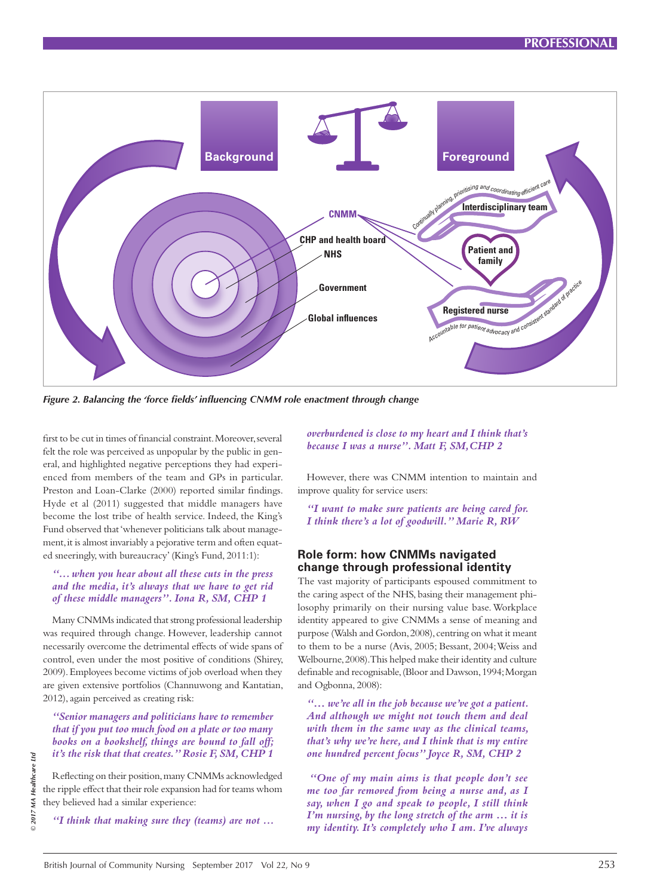*Figure 2. Balancing the 'force fields' influencing CNMM role enactment through change*

first to be cut in times of financial constraint. Moreover, several felt the role was perceived as unpopular by the public in general, and highlighted negative perceptions they had experienced from members of the team and GPs in particular. Preston and Loan-Clarke (2000) reported similar findings. Hyde et al (2011) suggested that middle managers have become the lost tribe of health service. Indeed, the King's Fund observed that 'whenever politicians talk about management, it is almost invariably a pejorative term and often equated sneeringly, with bureaucracy' (King's Fund, 2011:1):

> ***"… when you hear about all these cuts in the press and the media, it's always that we have to get rid of these middle managers". Iona R, SM, CHP 1***

Many CNMMs indicated that strong professional leadership was required through change. However, leadership cannot necessarily overcome the detrimental effects of wide spans of control, even under the most positive of conditions (Shirey, 2009). Employees become victims of job overload when they are given extensive portfolios (Channuwong and Kantatian, 2012), again perceived as creating risk:

> ***"Senior managers and politicians have to remember that if you put too much food on a plate or too many books on a bookshelf, things are bound to fall off; it's the risk that that creates." Rosie F, SM, CHP 1***

Reflecting on their position, many CNMMs acknowledged the ripple effect that their role expansion had for teams whom they believed had a similar experience:

> ***"I think that making sure they (teams) are not … overburdened is close to my heart and I think that's because I was a nurse". Matt F, SM, CHP 2***

However, there was CNMM intention to maintain and improve quality for service users:

> ***"I want to make sure patients are being cared for. I think there's a lot of goodwill." Marie R, RW***

## Role form: how CNMMs navigated change through professional identity

The vast majority of participants espoused commitment to the caring aspect of the NHS, basing their management philosophy primarily on their nursing value base. Workplace identity appeared to give CNMMs a sense of meaning and purpose (Walsh and Gordon, 2008), centring on what it meant to them to be a nurse (Avis, 2005; Bessant, 2004; Weiss and Welbourne, 2008). This helped make their identity and culture definable and recognisable, (Bloor and Dawson, 1994; Morgan and Ogbonna, 2008):

> ***"… we're all in the job because we've got a patient. And although we might not touch them and deal with them in the same way as the clinical teams, that's why we're here, and I think that is my entire one hundred percent focus" Joyce R, SM, CHP 2***

> ***"One of my main aims is that people don't see me too far removed from being a nurse and, as I say, when I go and speak to people, I still think I'm nursing, by the long stretch of the arm … it is my identity. It's completely who I am. I've always***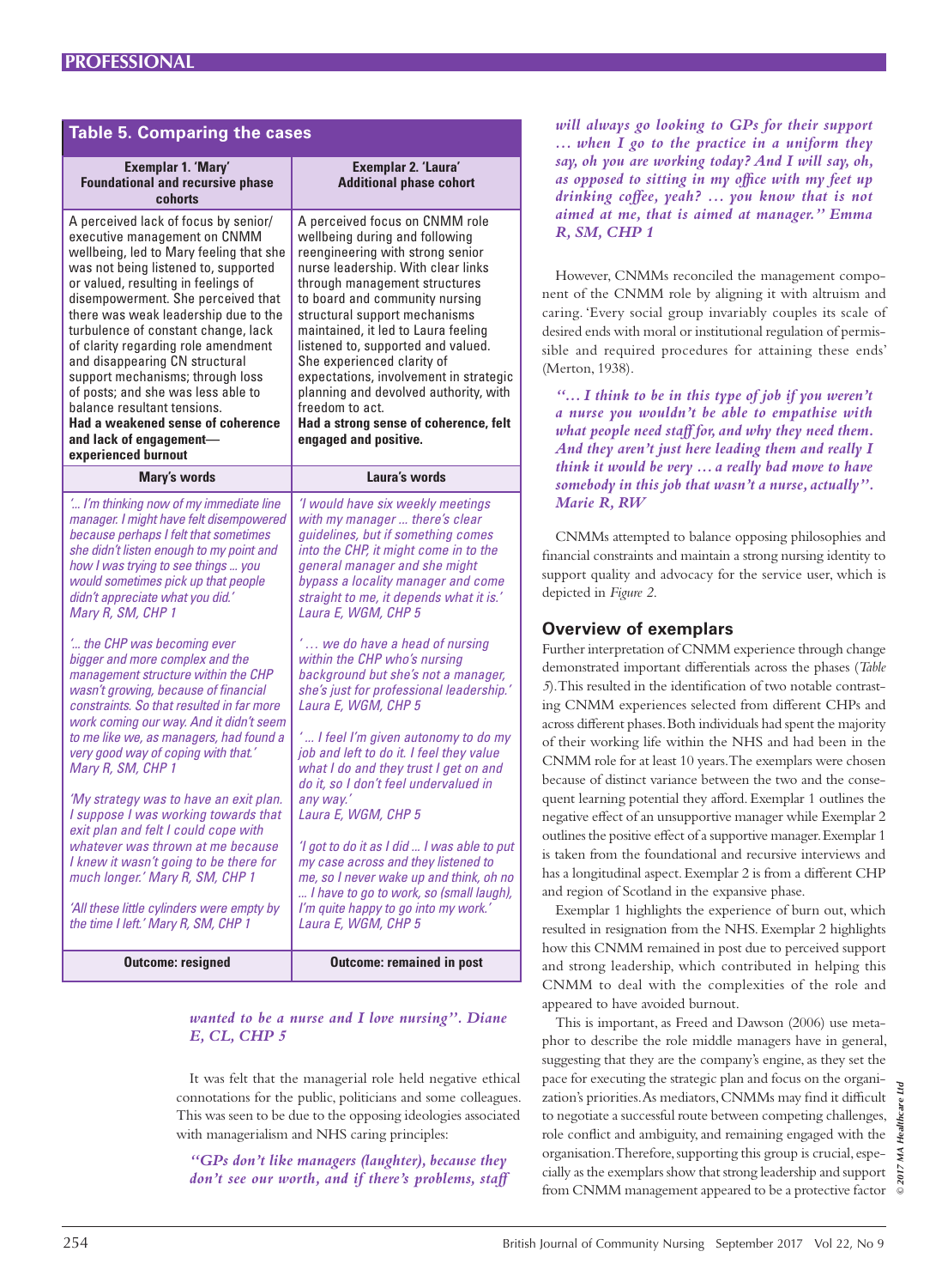## Table 5. Comparing the cases

| Exemplar 1. 'Mary' Foundational and recursive phase cohorts | Exemplar 2. 'Laura' Additional phase cohort |
|---|---|
| A perceived lack of focus by senior/executive management on CNMM wellbeing, led to Mary feeling that she was not being listened to, supported or valued, resulting in feelings of disempowerment. She perceived that there was weak leadership due to the turbulence of constant change, lack of clarity regarding role amendment and disappearing CN structural support mechanisms; through loss of posts; and she was less able to balance resultant tensions. **Had a weakened sense of coherence and lack of engagement—experienced burnout** | A perceived focus on CNMM role wellbeing during and following reengineering with strong senior nurse leadership. With clear links through management structures to board and community nursing structural support mechanisms maintained, it led to Laura feeling listened to, supported and valued. She experienced clarity of expectations, involvement in strategic planning and devolved authority, with freedom to act. **Had a strong sense of coherence, felt engaged and positive.** |
| **Mary's words** | **Laura's words** |
| *'... I'm thinking now of my immediate line manager. I might have felt disempowered because perhaps I felt that sometimes she didn't listen enough to my point and how I was trying to see things ... you would sometimes pick up that people didn't appreciate what you did.' Mary R, SM, CHP 1*<br><br>*'... the CHP was becoming ever bigger and more complex and the management structure within the CHP wasn't growing, because of financial constraints. So that resulted in far more work coming our way. And it didn't seem to me like we, as managers, had found a very good way of coping with that.' Mary R, SM, CHP 1*<br><br>*'My strategy was to have an exit plan. I suppose I was working towards that exit plan and felt I could cope with whatever was thrown at me because I knew it wasn't going to be there for much longer.' Mary R, SM, CHP 1*<br><br>*'All these little cylinders were empty by the time I left.' Mary R, SM, CHP 1* | *'I would have six weekly meetings with my manager ... there's clear guidelines, but if something comes into the CHP, it might come in to the general manager and she might bypass a locality manager and come straight to me, it depends what it is.' Laura E, WGM, CHP 5*<br><br>*'... we do have a head of nursing within the CHP who's nursing background but she's not a manager, she's just for professional leadership.' Laura E, WGM, CHP 5*<br><br>*'... I feel I'm given autonomy to do my job and left to do it. I feel they value what I do and they trust I get on and do it, so I don't feel undervalued in any way.' Laura E, WGM, CHP 5*<br><br>*'I got to do it as I did ... I was able to put my case across and they listened to me, so I never wake up and think, oh no ... I have to go to work, so (small laugh), I'm quite happy to go into my work.' Laura E, WGM, CHP 5* |
| **Outcome: resigned** | **Outcome: remained in post** |

***wanted to be a nurse and I love nursing". Diane E, CL, CHP 5***

It was felt that the managerial role held negative ethical connotations for the public, politicians and some colleagues. This was seen to be due to the opposing ideologies associated with managerialism and NHS caring principles:

> ***"GPs don't like managers (laughter), because they don't see our worth, and if there's problems, staff will always go looking to GPs for their support ... when I go to the practice in a uniform they say, oh you are working today? And I will say, oh, as opposed to sitting in my office with my feet up drinking coffee, yeah? ... you know that is not aimed at me, that is aimed at manager." Emma R, SM, CHP 1***

However, CNMMs reconciled the management component of the CNMM role by aligning it with altruism and caring. 'Every social group invariably couples its scale of desired ends with moral or institutional regulation of permissible and required procedures for attaining these ends' (Merton, 1938).

> ***"... I think to be in this type of job if you weren't a nurse you wouldn't be able to empathise with what people need staff for, and why they need them. And they aren't just here leading them and really I think it would be very ... a really bad move to have somebody in this job that wasn't a nurse, actually". Marie R, RW***

CNMMs attempted to balance opposing philosophies and financial constraints and maintain a strong nursing identity to support quality and advocacy for the service user, which is depicted in *Figure 2*.

### Overview of exemplars

Further interpretation of CNMM experience through change demonstrated important differentials across the phases (*Table 5*). This resulted in the identification of two notable contrasting CNMM experiences selected from different CHPs and across different phases. Both individuals had spent the majority of their working life within the NHS and had been in the CNMM role for at least 10 years. The exemplars were chosen because of distinct variance between the two and the consequent learning potential they afford. Exemplar 1 outlines the negative effect of an unsupportive manager while Exemplar 2 outlines the positive effect of a supportive manager. Exemplar 1 is taken from the foundational and recursive interviews and has a longitudinal aspect. Exemplar 2 is from a different CHP and region of Scotland in the expansive phase.

Exemplar 1 highlights the experience of burn out, which resulted in resignation from the NHS. Exemplar 2 highlights how this CNMM remained in post due to perceived support and strong leadership, which contributed in helping this CNMM to deal with the complexities of the role and appeared to have avoided burnout.

This is important, as Freed and Dawson (2006) use metaphor to describe the role middle managers have in general, suggesting that they are the company's engine, as they set the pace for executing the strategic plan and focus on the organization's priorities. As mediators, CNMMs may find it difficult to negotiate a successful route between competing challenges, role conflict and ambiguity, and remaining engaged with the organisation. Therefore, supporting this group is crucial, especially as the exemplars show that strong leadership and support from CNMM management appeared to be a protective factor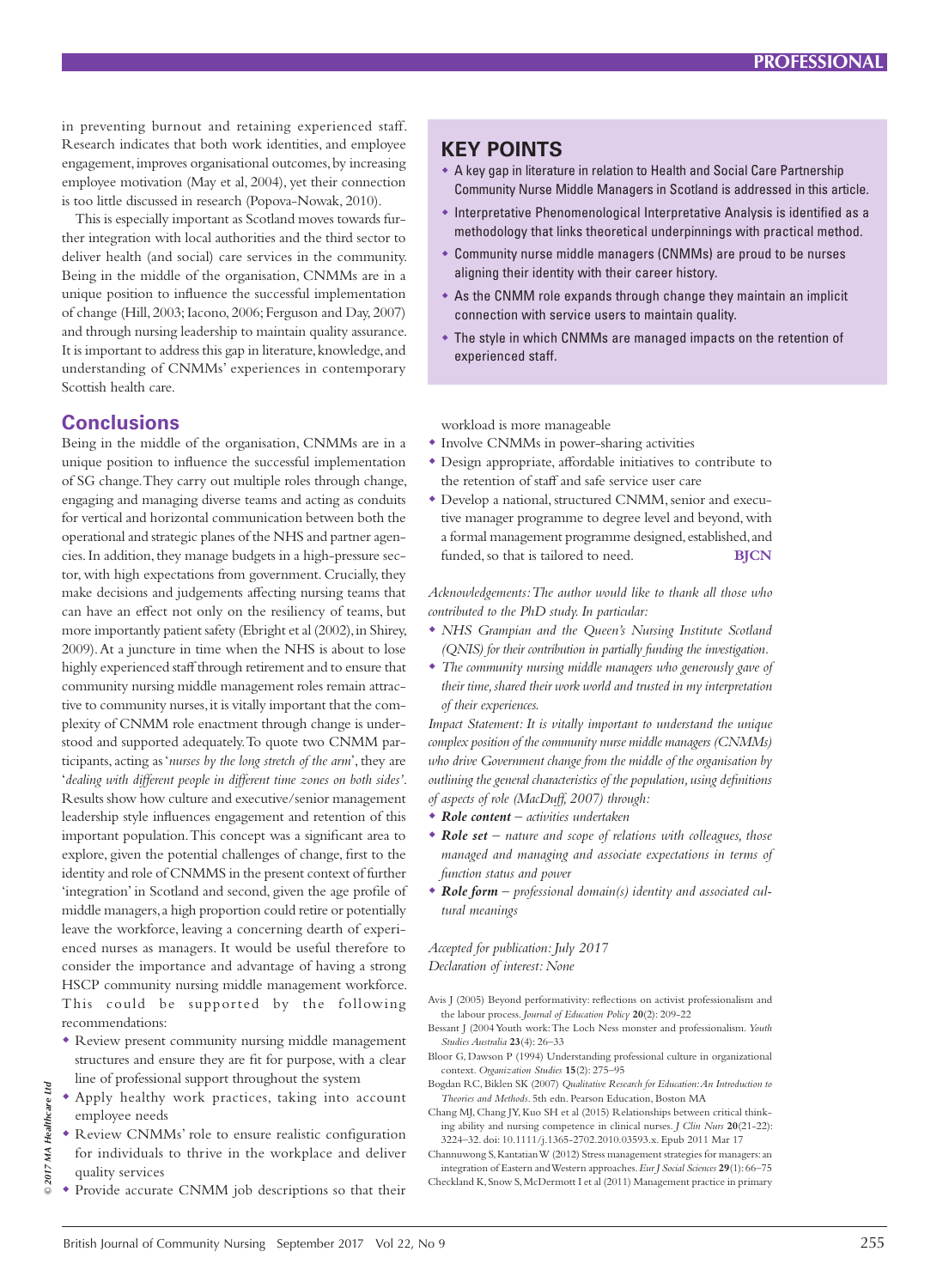in preventing burnout and retaining experienced staff. Research indicates that both work identities, and employee engagement, improves organisational outcomes, by increasing employee motivation (May et al, 2004), yet their connection is too little discussed in research (Popova-Nowak, 2010).

This is especially important as Scotland moves towards further integration with local authorities and the third sector to deliver health (and social) care services in the community. Being in the middle of the organisation, CNMMs are in a unique position to influence the successful implementation of change (Hill, 2003; Iacono, 2006; Ferguson and Day, 2007) and through nursing leadership to maintain quality assurance. It is important to address this gap in literature, knowledge, and understanding of CNMMs' experiences in contemporary Scottish health care.

## Conclusions

Being in the middle of the organisation, CNMMs are in a unique position to influence the successful implementation of SG change. They carry out multiple roles through change, engaging and managing diverse teams and acting as conduits for vertical and horizontal communication between both the operational and strategic planes of the NHS and partner agencies. In addition, they manage budgets in a high-pressure sector, with high expectations from government. Crucially, they make decisions and judgements affecting nursing teams that can have an effect not only on the resiliency of teams, but more importantly patient safety (Ebright et al (2002), in Shirey, 2009). At a juncture in time when the NHS is about to lose highly experienced staff through retirement and to ensure that community nursing middle management roles remain attractive to community nurses, it is vitally important that the complexity of CNMM role enactment through change is understood and supported adequately. To quote two CNMM participants, acting as '*nurses by the long stretch of the arm*', they are '*dealing with different people in different time zones on both sides'*. Results show how culture and executive/senior management leadership style influences engagement and retention of this important population. This concept was a significant area to explore, given the potential challenges of change, first to the identity and role of CNMMS in the present context of further 'integration' in Scotland and second, given the age profile of middle managers, a high proportion could retire or potentially leave the workforce, leaving a concerning dearth of experienced nurses as managers. It would be useful therefore to consider the importance and advantage of having a strong HSCP community nursing middle management workforce. This could be supported by the following recommendations:

- Review present community nursing middle management structures and ensure they are fit for purpose, with a clear line of professional support throughout the system
- Apply healthy work practices, taking into account employee needs
- Review CNMMs' role to ensure realistic configuration for individuals to thrive in the workplace and deliver quality services
- Provide accurate CNMM job descriptions so that their workload is more manageable
- Involve CNMMs in power-sharing activities
- Design appropriate, affordable initiatives to contribute to the retention of staff and safe service user care
- Develop a national, structured CNMM, senior and executive manager programme to degree level and beyond, with a formal management programme designed, established, and funded, so that is tailored to need. **BJCN**

## KEY POINTS

- A key gap in literature in relation to Health and Social Care Partnership Community Nurse Middle Managers in Scotland is addressed in this article.
- Interpretative Phenomenological Interpretative Analysis is identified as a methodology that links theoretical underpinnings with practical method.
- Community nurse middle managers (CNMMs) are proud to be nurses aligning their identity with their career history.
- As the CNMM role expands through change they maintain an implicit connection with service users to maintain quality.
- The style in which CNMMs are managed impacts on the retention of experienced staff.

*Acknowledgements: The author would like to thank all those who contributed to the PhD study. In particular:*

- *NHS Grampian and the Queen's Nursing Institute Scotland (QNIS) for their contribution in partially funding the investigation.*
- *The community nursing middle managers who generously gave of their time, shared their work world and trusted in my interpretation of their experiences.*

*Impact Statement: It is vitally important to understand the unique complex position of the community nurse middle managers (CNMMs) who drive Government change from the middle of the organisation by outlining the general characteristics of the population, using definitions of aspects of role (MacDuff, 2007) through:*

- ***Role content** – activities undertaken*
- ***Role set** – nature and scope of relations with colleagues, those managed and managing and associate expectations in terms of function status and power*
- ***Role form** – professional domain(s) identity and associated cultural meanings*

*Accepted for publication: July 2017*
*Declaration of interest: None*

Avis J (2005) Beyond performativity: reflections on activist professionalism and the labour process. *Journal of Education Policy* **20**(2): 209-22

Bessant J (2004 Youth work: The Loch Ness monster and professionalism. *Youth Studies Australia* **23**(4): 26–33

Bloor G, Dawson P (1994) Understanding professional culture in organizational context. *Organization Studies* **15**(2): 275–95

Bogdan RC, Biklen SK (2007) *Qualitative Research for Education: An Introduction to Theories and Methods*. 5th edn. Pearson Education, Boston MA

Chang MJ, Chang JY, Kuo SH et al (2015) Relationships between critical thinking ability and nursing competence in clinical nurses. *J Clin Nurs* **20**(21-22): 3224–32. doi: 10.1111/j.1365-2702.2010.03593.x. Epub 2011 Mar 17

Channuwong S, Kantatian W (2012) Stress management strategies for managers: an integration of Eastern and Western approaches. *Eur J Social Sciences* **29**(1): 66–75

Checkland K, Snow S, McDermott I et al (2011) Management practice in primary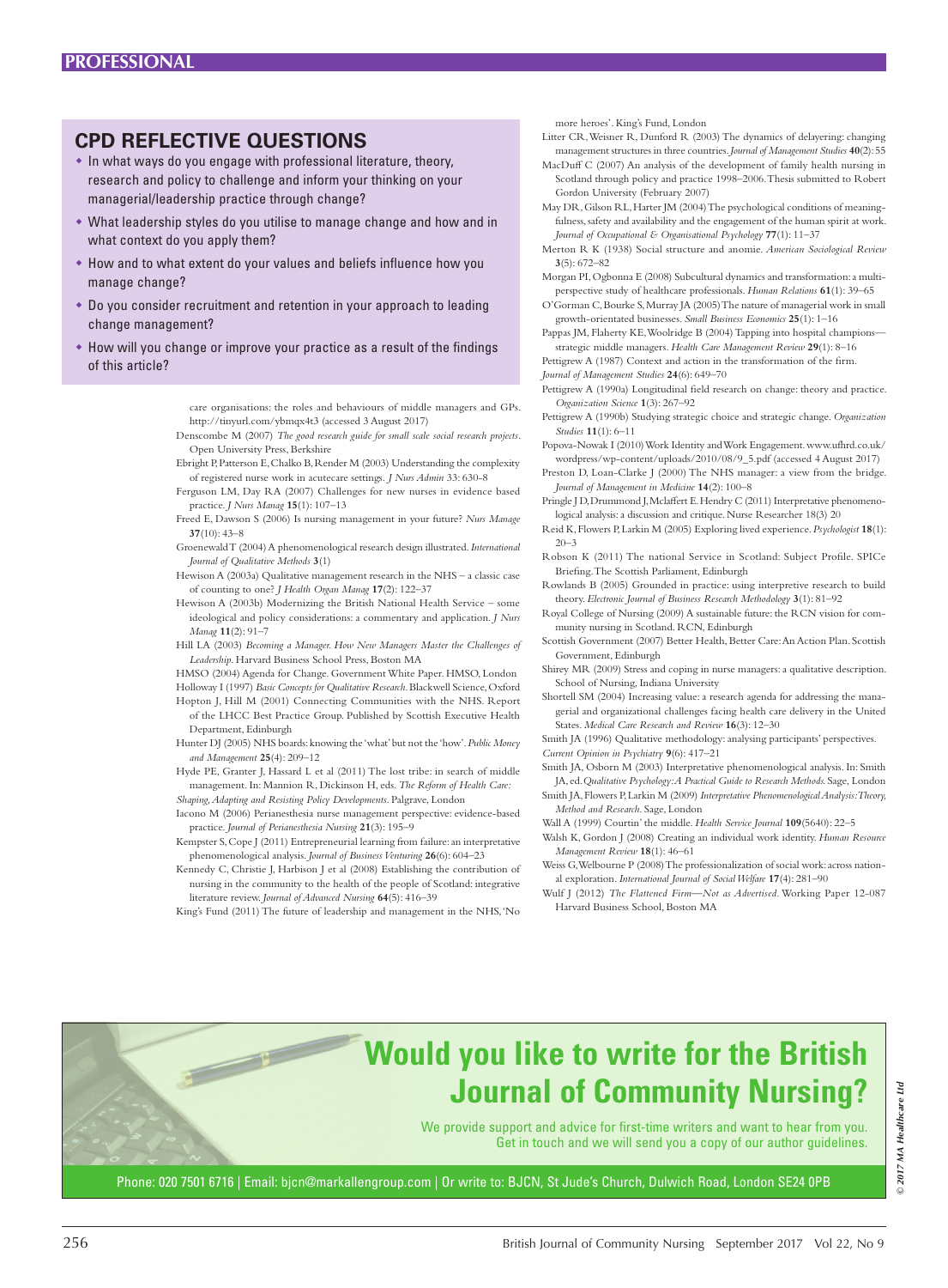## CPD REFLECTIVE QUESTIONS

- In what ways do you engage with professional literature, theory, research and policy to challenge and inform your thinking on your managerial/leadership practice through change?
- What leadership styles do you utilise to manage change and how and in what context do you apply them?
- How and to what extent do your values and beliefs influence how you manage change?
- Do you consider recruitment and retention in your approach to leading change management?
- How will you change or improve your practice as a result of the findings of this article?

care organisations: the roles and behaviours of middle managers and GPs. http://tinyurl.com/ybmqx4t3 (accessed 3 August 2017)

Denscombe M (2007) *The good research guide for small scale social research projects*. Open University Press, Berkshire

Ebright P, Patterson E, Chalko B, Render M (2003) Understanding the complexity of registered nurse work in acutecare settings. *J Nurs Admin* 33: 630–8

Ferguson LM, Day RA (2007) Challenges for new nurses in evidence based practice. *J Nurs Manag* **15**(1): 107–13

Freed E, Dawson S (2006) Is nursing management in your future? *Nurs Manage* **37**(10): 43–8

Groenewald T (2004) A phenomenological research design illustrated. *International Journal of Qualitative Methods* **3**(1)

Hewison A (2003a) Qualitative management research in the NHS – a classic case of counting to one? *J Health Organ Manag* **17**(2): 122–37

Hewison A (2003b) Modernizing the British National Health Service – some ideological and policy considerations: a commentary and application. *J Nurs Manag* **11**(2): 91–7

Hill LA (2003) *Becoming a Manager. How New Managers Master the Challenges of Leadership*. Harvard Business School Press, Boston MA

HMSO (2004) Agenda for Change. Government White Paper. HMSO, London

Holloway I (1997) *Basic Concepts for Qualitative Research*. Blackwell Science, Oxford

Hopton J, Hill M (2001) Connecting Communities with the NHS. Report of the LHCC Best Practice Group. Published by Scottish Executive Health Department, Edinburgh

Hunter DJ (2005) NHS boards: knowing the 'what' but not the 'how'. *Public Money and Management* **25**(4): 209–12

Hyde PE, Granter J, Hassard L et al (2011) The lost tribe: in search of middle management. In: Mannion R, Dickinson H, eds. *The Reform of Health Care: Shaping, Adapting and Resisting Policy Developments*. Palgrave, London

Iacono M (2006) Perianesthesia nurse management perspective: evidence-based practice. *Journal of Perianesthesia Nursing* **21**(3): 195–9

Kempster S, Cope J (2011) Entrepreneurial learning from failure: an interpretative phenomenological analysis. *Journal of Business Venturing* **26**(6): 604–23

Kennedy C, Christie J, Harbison J et al (2008) Establishing the contribution of nursing in the community to the health of the people of Scotland: integrative literature review. *Journal of Advanced Nursing* **64**(5): 416–39

King's Fund (2011) The future of leadership and management in the NHS, 'No more heroes'. King's Fund, London

Litter CR, Weisner R, Dunford R (2003) The dynamics of delayering: changing management structures in three countries. *Journal of Management Studies* **40**(2): 55

MacDuff C (2007) An analysis of the development of family health nursing in Scotland through policy and practice 1998–2006. Thesis submitted to Robert Gordon University (February 2007)

May DR, Gilson RL, Harter JM (2004) The psychological conditions of meaningfulness, safety and availability and the engagement of the human spirit at work. *Journal of Occupational & Organisational Psychology* **77**(1): 11–37

Merton R K (1938) Social structure and anomie. *American Sociological Review* **3**(5): 672–82

Morgan PI, Ogbonna E (2008) Subcultural dynamics and transformation: a multi-perspective study of healthcare professionals. *Human Relations* **61**(1): 39–65

O'Gorman C, Bourke S, Murray JA (2005) The nature of managerial work in small growth-orientated businesses. *Small Business Economics* **25**(1): 1–16

Pappas JM, Flaherty KE, Woolridge B (2004) Tapping into hospital champions—strategic middle managers. *Health Care Management Review* **29**(1): 8–16

Pettigrew A (1987) Context and action in the transformation of the firm. *Journal of Management Studies* **24**(6): 649–70

Pettigrew A (1990a) Longitudinal field research on change: theory and practice. *Organization Science* **1**(3): 267–92

Pettigrew A (1990b) Studying strategic choice and strategic change. *Organization Studies* **11**(1): 6–11

Popova-Nowak I (2010) Work Identity and Work Engagement. www.ufhrd.co.uk/wordpress/wp-content/uploads/2010/08/9_5.pdf (accessed 4 August 2017)

Preston D, Loan-Clarke J (2000) The NHS manager: a view from the bridge. *Journal of Management in Medicine* **14**(2): 100–8

Pringle J D, Drummond J, Mclaffert E. Hendry C (2011) Interpretative phenomenological analysis: a discussion and critique. Nurse Researcher 18(3) 20

Reid K, Flowers P, Larkin M (2005) Exploring lived experience. *Psychologist* **18**(1): 20–3

Robson K (2011) The national Service in Scotland: Subject Profile. SPICe Briefing. The Scottish Parliament, Edinburgh

Rowlands B (2005) Grounded in practice: using interpretive research to build theory. *Electronic Journal of Business Research Methodology* **3**(1): 81–92

Royal College of Nursing (2009) A sustainable future: the RCN vision for community nursing in Scotland. RCN, Edinburgh

Scottish Government (2007) Better Health, Better Care: An Action Plan. Scottish Government, Edinburgh

Shirey MR (2009) Stress and coping in nurse managers: a qualitative description. School of Nursing, Indiana University

Shortell SM (2004) Increasing value: a research agenda for addressing the managerial and organizational challenges facing health care delivery in the United States. *Medical Care Research and Review* **16**(3): 12–30

Smith JA (1996) Qualitative methodology: analysing participants' perspectives. *Current Opinion in Psychiatry* **9**(6): 417–21

Smith JA, Osborn M (2003) Interpretative phenomenological analysis. In: Smith JA, ed. *Qualitative Psychology: A Practical Guide to Research Methods*. Sage, London

Smith JA, Flowers P, Larkin M (2009) *Interpretative Phenomenological Analysis: Theory, Method and Research*. Sage, London

Wall A (1999) Courtin' the middle. *Health Service Journal* **109**(5640): 22–5

Walsh K, Gordon J (2008) Creating an individual work identity. *Human Resource Management Review* **18**(1): 46–61

Weiss G, Welbourne P (2008) The professionalization of social work: across national exploration. *International Journal of Social Welfare* **17**(4): 281–90

Wulf J (2012) *The Flattened Firm—Not as Advertised*. Working Paper 12-087 Harvard Business School, Boston MA

## Would you like to write for the British Journal of Community Nursing?

We provide support and advice for first-time writers and want to hear from you. Get in touch and we will send you a copy of our author guidelines.

Phone: 020 7501 6716 | Email: bjcn@markallengroup.com | Or write to: BJCN, St Jude's Church, Dulwich Road, London SE24 0PB